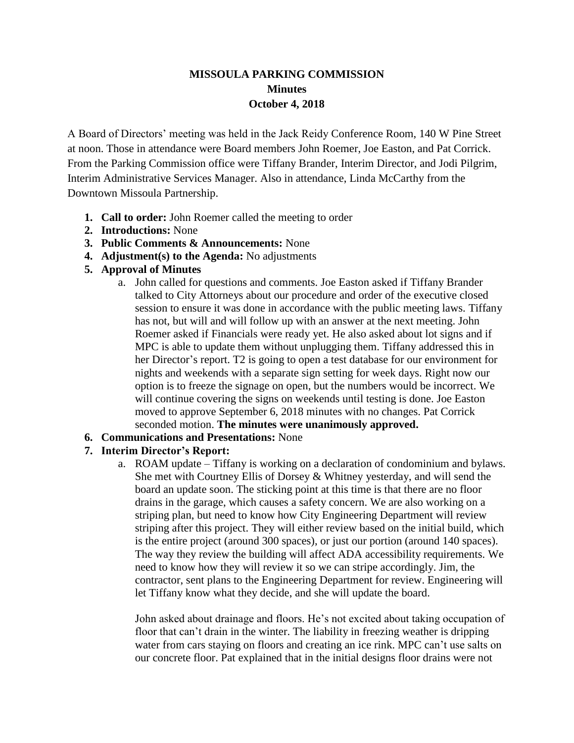# MISSOULA PARKING COMMISSION

## Minutes

## October 4, 2018

A Board of Directors' meeting was held in the Jack Reidy Conference Room, 140 W Pine Street at noon. Those in attendance were Board members John Roemer, Joe Easton, and Pat Corrick. From the Parking Commission office were Tiffany Brander, Interim Director, and Jodi Pilgrim, Interim Administrative Services Manager. Also in attendance, Linda McCarthy from the Downtown Missoula Partnership.

1. **Call to order:** John Roemer called the meeting to order
2. **Introductions:** None
3. **Public Comments & Announcements:** None
4. **Adjustment(s) to the Agenda:** No adjustments
5. **Approval of Minutes**
   a. John called for questions and comments. Joe Easton asked if Tiffany Brander talked to City Attorneys about our procedure and order of the executive closed session to ensure it was done in accordance with the public meeting laws. Tiffany has not, but will and will follow up with an answer at the next meeting. John Roemer asked if Financials were ready yet. He also asked about lot signs and if MPC is able to update them without unplugging them. Tiffany addressed this in her Director's report. T2 is going to open a test database for our environment for nights and weekends with a separate sign setting for week days. Right now our option is to freeze the signage on open, but the numbers would be incorrect. We will continue covering the signs on weekends until testing is done. Joe Easton moved to approve September 6, 2018 minutes with no changes. Pat Corrick seconded motion. **The minutes were unanimously approved.**
6. **Communications and Presentations:** None
7. **Interim Director's Report:**
   a. ROAM update – Tiffany is working on a declaration of condominium and bylaws. She met with Courtney Ellis of Dorsey & Whitney yesterday, and will send the board an update soon. The sticking point at this time is that there are no floor drains in the garage, which causes a safety concern. We are also working on a striping plan, but need to know how City Engineering Department will review striping after this project. They will either review based on the initial build, which is the entire project (around 300 spaces), or just our portion (around 140 spaces). The way they review the building will affect ADA accessibility requirements. We need to know how they will review it so we can stripe accordingly. Jim, the contractor, sent plans to the Engineering Department for review. Engineering will let Tiffany know what they decide, and she will update the board.

      John asked about drainage and floors. He's not excited about taking occupation of floor that can't drain in the winter. The liability in freezing weather is dripping water from cars staying on floors and creating an ice rink. MPC can't use salts on our concrete floor. Pat explained that in the initial designs floor drains were not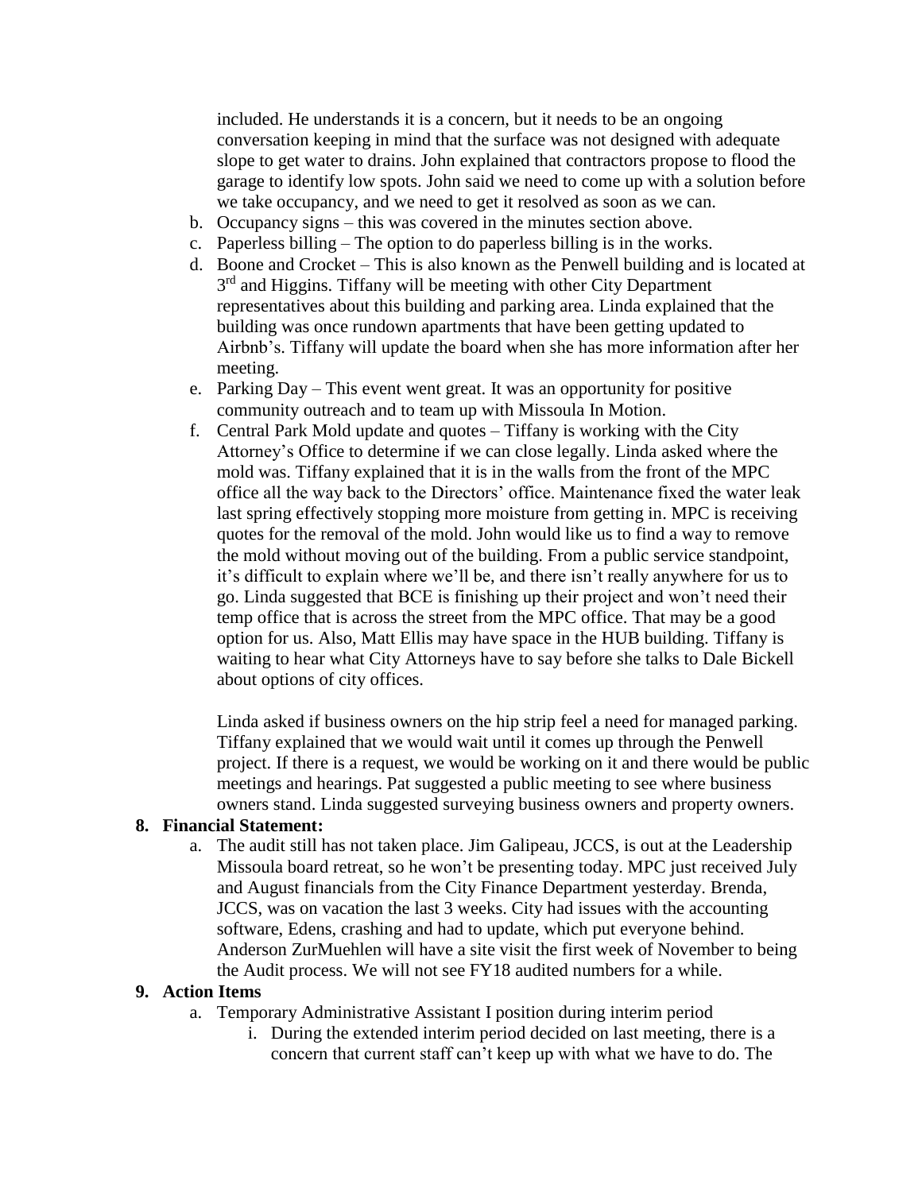included. He understands it is a concern, but it needs to be an ongoing conversation keeping in mind that the surface was not designed with adequate slope to get water to drains. John explained that contractors propose to flood the garage to identify low spots. John said we need to come up with a solution before we take occupancy, and we need to get it resolved as soon as we can.

b. Occupancy signs – this was covered in the minutes section above.
c. Paperless billing – The option to do paperless billing is in the works.
d. Boone and Crocket – This is also known as the Penwell building and is located at 3rd and Higgins. Tiffany will be meeting with other City Department representatives about this building and parking area. Linda explained that the building was once rundown apartments that have been getting updated to Airbnb's. Tiffany will update the board when she has more information after her meeting.
e. Parking Day – This event went great. It was an opportunity for positive community outreach and to team up with Missoula In Motion.
f. Central Park Mold update and quotes – Tiffany is working with the City Attorney's Office to determine if we can close legally. Linda asked where the mold was. Tiffany explained that it is in the walls from the front of the MPC office all the way back to the Directors' office. Maintenance fixed the water leak last spring effectively stopping more moisture from getting in. MPC is receiving quotes for the removal of the mold. John would like us to find a way to remove the mold without moving out of the building. From a public service standpoint, it's difficult to explain where we'll be, and there isn't really anywhere for us to go. Linda suggested that BCE is finishing up their project and won't need their temp office that is across the street from the MPC office. That may be a good option for us. Also, Matt Ellis may have space in the HUB building. Tiffany is waiting to hear what City Attorneys have to say before she talks to Dale Bickell about options of city offices.

   Linda asked if business owners on the hip strip feel a need for managed parking. Tiffany explained that we would wait until it comes up through the Penwell project. If there is a request, we would be working on it and there would be public meetings and hearings. Pat suggested a public meeting to see where business owners stand. Linda suggested surveying business owners and property owners.

**8. Financial Statement:**

a. The audit still has not taken place. Jim Galipeau, JCCS, is out at the Leadership Missoula board retreat, so he won't be presenting today. MPC just received July and August financials from the City Finance Department yesterday. Brenda, JCCS, was on vacation the last 3 weeks. City had issues with the accounting software, Edens, crashing and had to update, which put everyone behind. Anderson ZurMuehlen will have a site visit the first week of November to being the Audit process. We will not see FY18 audited numbers for a while.

**9. Action Items**

a. Temporary Administrative Assistant I position during interim period
   i. During the extended interim period decided on last meeting, there is a concern that current staff can't keep up with what we have to do. The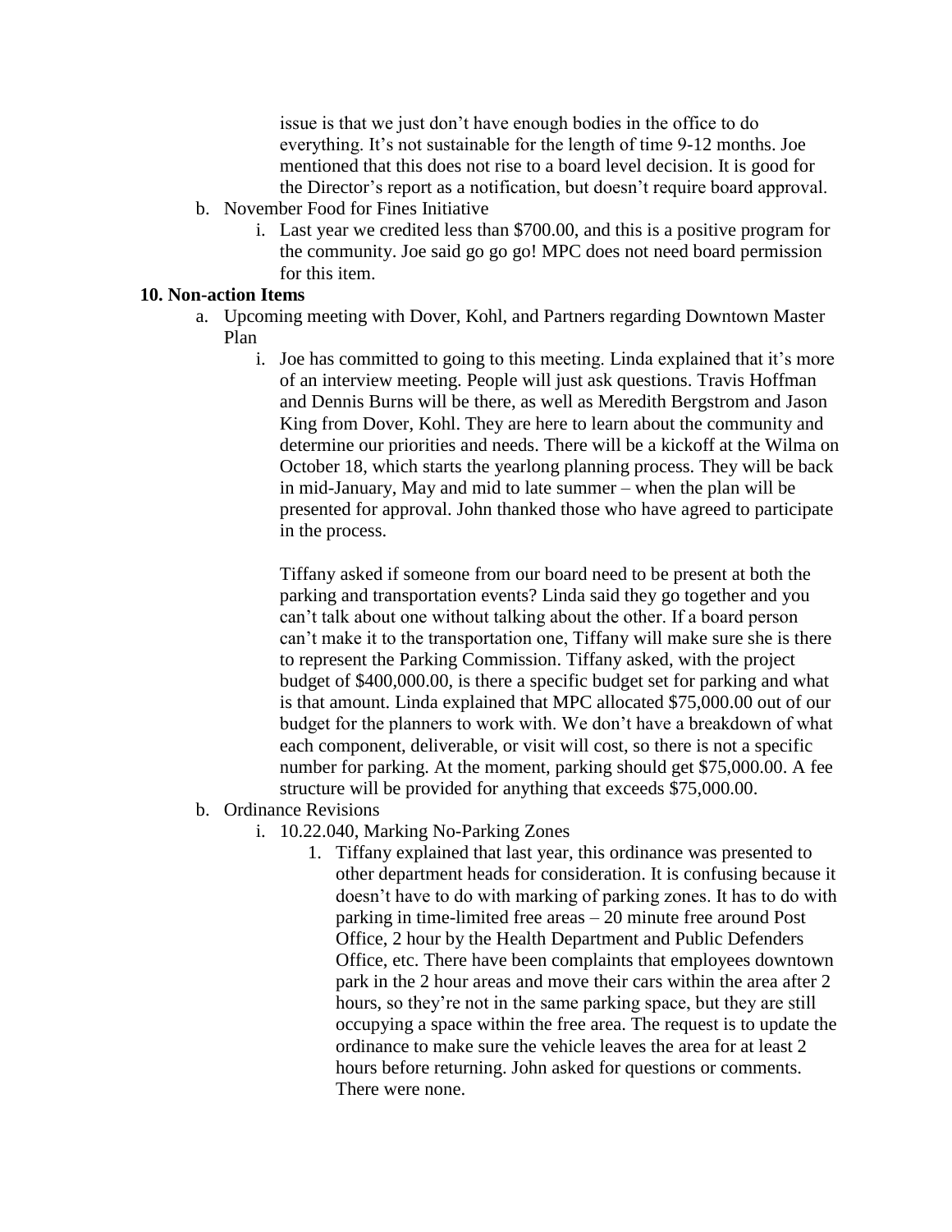issue is that we just don't have enough bodies in the office to do everything. It's not sustainable for the length of time 9-12 months. Joe mentioned that this does not rise to a board level decision. It is good for the Director's report as a notification, but doesn't require board approval.

b. November Food for Fines Initiative
   i. Last year we credited less than $700.00, and this is a positive program for the community. Joe said go go go! MPC does not need board permission for this item.

**10. Non-action Items**

a. Upcoming meeting with Dover, Kohl, and Partners regarding Downtown Master Plan
   i. Joe has committed to going to this meeting. Linda explained that it's more of an interview meeting. People will just ask questions. Travis Hoffman and Dennis Burns will be there, as well as Meredith Bergstrom and Jason King from Dover, Kohl. They are here to learn about the community and determine our priorities and needs. There will be a kickoff at the Wilma on October 18, which starts the yearlong planning process. They will be back in mid-January, May and mid to late summer – when the plan will be presented for approval. John thanked those who have agreed to participate in the process.

   Tiffany asked if someone from our board need to be present at both the parking and transportation events? Linda said they go together and you can't talk about one without talking about the other. If a board person can't make it to the transportation one, Tiffany will make sure she is there to represent the Parking Commission. Tiffany asked, with the project budget of $400,000.00, is there a specific budget set for parking and what is that amount. Linda explained that MPC allocated $75,000.00 out of our budget for the planners to work with. We don't have a breakdown of what each component, deliverable, or visit will cost, so there is not a specific number for parking. At the moment, parking should get $75,000.00. A fee structure will be provided for anything that exceeds $75,000.00.

b. Ordinance Revisions
   i. 10.22.040, Marking No-Parking Zones
      1. Tiffany explained that last year, this ordinance was presented to other department heads for consideration. It is confusing because it doesn't have to do with marking of parking zones. It has to do with parking in time-limited free areas – 20 minute free around Post Office, 2 hour by the Health Department and Public Defenders Office, etc. There have been complaints that employees downtown park in the 2 hour areas and move their cars within the area after 2 hours, so they're not in the same parking space, but they are still occupying a space within the free area. The request is to update the ordinance to make sure the vehicle leaves the area for at least 2 hours before returning. John asked for questions or comments. There were none.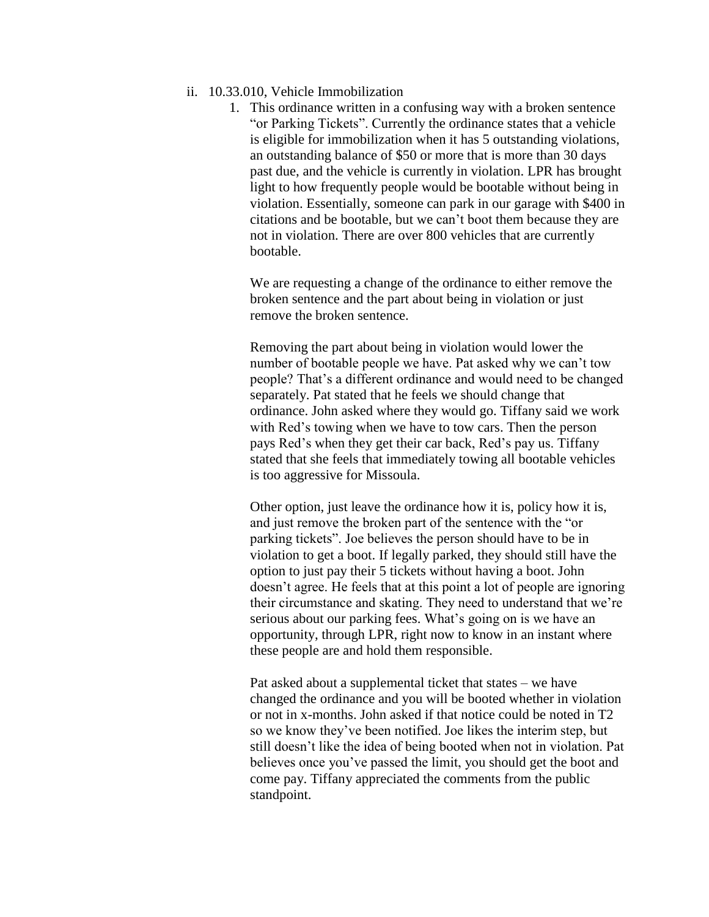ii. 10.33.010, Vehicle Immobilization

1. This ordinance written in a confusing way with a broken sentence "or Parking Tickets". Currently the ordinance states that a vehicle is eligible for immobilization when it has 5 outstanding violations, an outstanding balance of $50 or more that is more than 30 days past due, and the vehicle is currently in violation. LPR has brought light to how frequently people would be bootable without being in violation. Essentially, someone can park in our garage with $400 in citations and be bootable, but we can't boot them because they are not in violation. There are over 800 vehicles that are currently bootable.

   We are requesting a change of the ordinance to either remove the broken sentence and the part about being in violation or just remove the broken sentence.

   Removing the part about being in violation would lower the number of bootable people we have. Pat asked why we can't tow people? That's a different ordinance and would need to be changed separately. Pat stated that he feels we should change that ordinance. John asked where they would go. Tiffany said we work with Red's towing when we have to tow cars. Then the person pays Red's when they get their car back, Red's pay us. Tiffany stated that she feels that immediately towing all bootable vehicles is too aggressive for Missoula.

   Other option, just leave the ordinance how it is, policy how it is, and just remove the broken part of the sentence with the "or parking tickets". Joe believes the person should have to be in violation to get a boot. If legally parked, they should still have the option to just pay their 5 tickets without having a boot. John doesn't agree. He feels that at this point a lot of people are ignoring their circumstance and skating. They need to understand that we're serious about our parking fees. What's going on is we have an opportunity, through LPR, right now to know in an instant where these people are and hold them responsible.

   Pat asked about a supplemental ticket that states – we have changed the ordinance and you will be booted whether in violation or not in x-months. John asked if that notice could be noted in T2 so we know they've been notified. Joe likes the interim step, but still doesn't like the idea of being booted when not in violation. Pat believes once you've passed the limit, you should get the boot and come pay. Tiffany appreciated the comments from the public standpoint.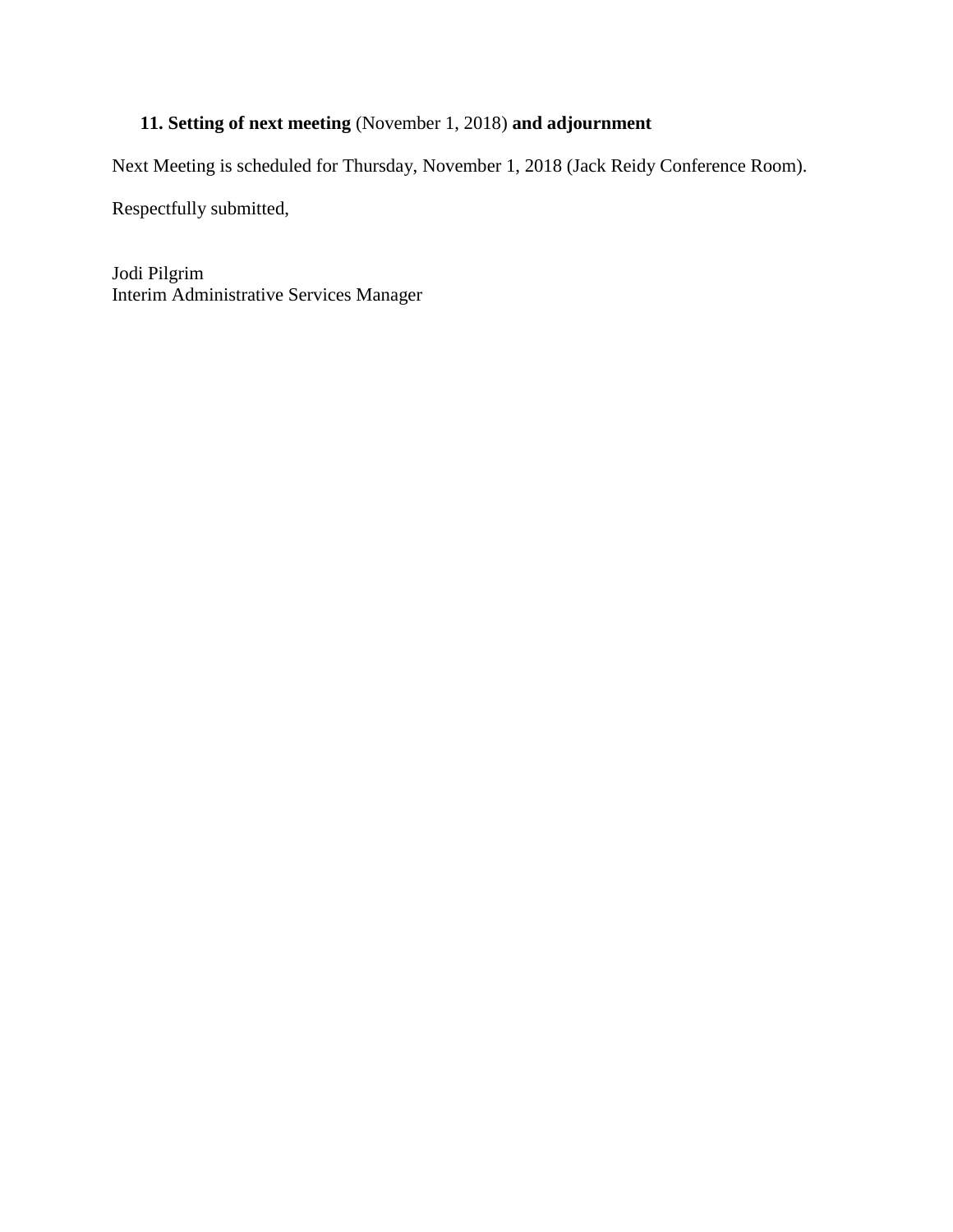**11. Setting of next meeting** (November 1, 2018) **and adjournment**

Next Meeting is scheduled for Thursday, November 1, 2018 (Jack Reidy Conference Room).

Respectfully submitted,

Jodi Pilgrim
Interim Administrative Services Manager